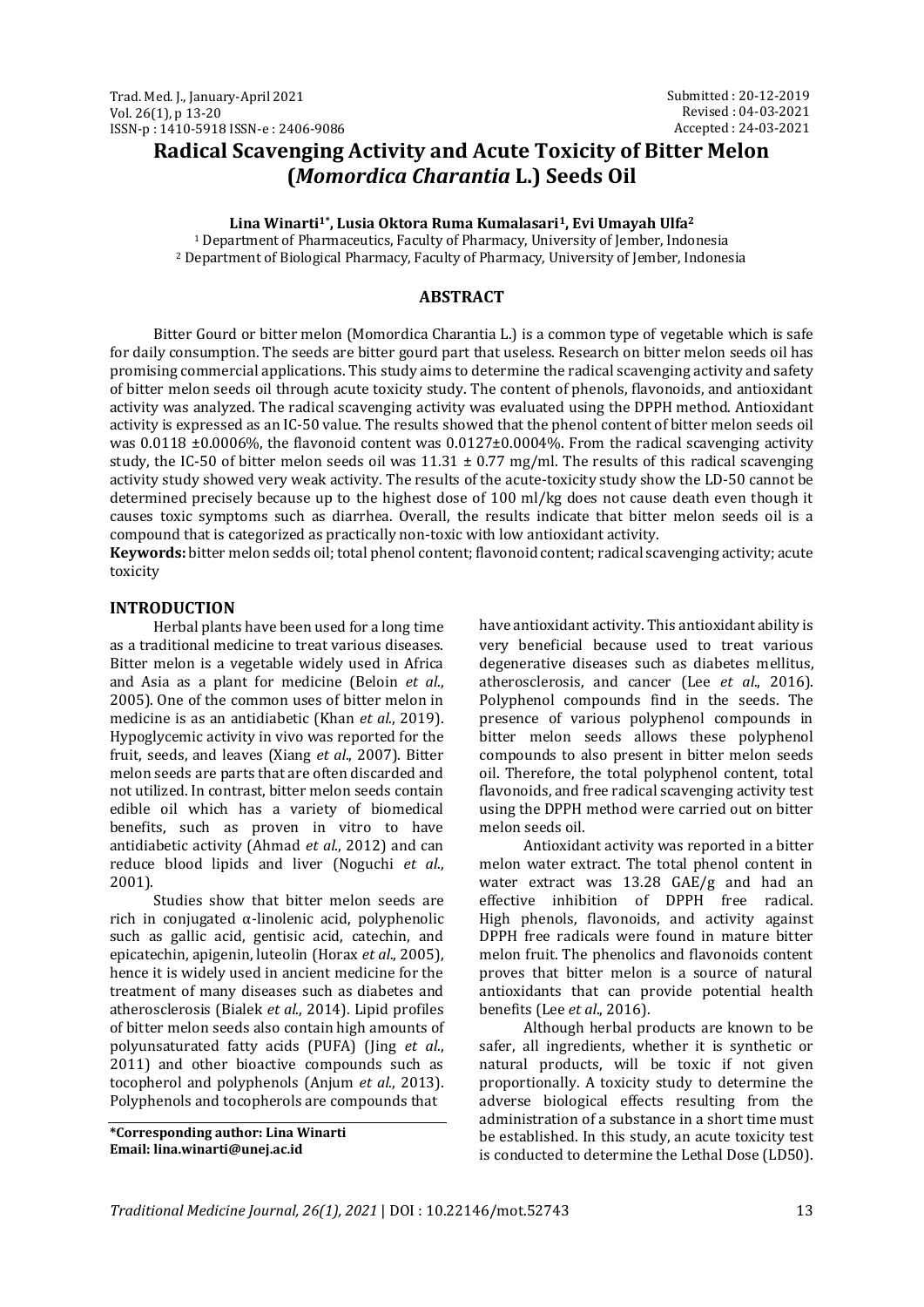Submitted : 20-12-2019
Revised : 04-03-2021
Accepted : 24-03-2021

# Radical Scavenging Activity and Acute Toxicity of Bitter Melon (*Momordica Charantia* L.) Seeds Oil

**Lina Winarti[1*], Lusia Oktora Ruma Kumalasari[1], Evi Umayah Ulfa[2]**

[1] Department of Pharmaceutics, Faculty of Pharmacy, University of Jember, Indonesia
[2] Department of Biological Pharmacy, Faculty of Pharmacy, University of Jember, Indonesia

## ABSTRACT

Bitter Gourd or bitter melon (Momordica Charantia L.) is a common type of vegetable which is safe for daily consumption. The seeds are bitter gourd part that useless. Research on bitter melon seeds oil has promising commercial applications. This study aims to determine the radical scavenging activity and safety of bitter melon seeds oil through acute toxicity study. The content of phenols, flavonoids, and antioxidant activity was analyzed. The radical scavenging activity was evaluated using the DPPH method. Antioxidant activity is expressed as an IC-50 value. The results showed that the phenol content of bitter melon seeds oil was 0.0118 ±0.0006%, the flavonoid content was 0.0127±0.0004%. From the radical scavenging activity study, the IC-50 of bitter melon seeds oil was 11.31 ± 0.77 mg/ml. The results of this radical scavenging activity study showed very weak activity. The results of the acute-toxicity study show the LD-50 cannot be determined precisely because up to the highest dose of 100 ml/kg does not cause death even though it causes toxic symptoms such as diarrhea. Overall, the results indicate that bitter melon seeds oil is a compound that is categorized as practically non-toxic with low antioxidant activity.

**Keywords:** bitter melon sedds oil; total phenol content; flavonoid content; radical scavenging activity; acute toxicity

## INTRODUCTION

Herbal plants have been used for a long time as a traditional medicine to treat various diseases. Bitter melon is a vegetable widely used in Africa and Asia as a plant for medicine (Beloin *et al*., 2005). One of the common uses of bitter melon in medicine is as an antidiabetic (Khan *et al*., 2019). Hypoglycemic activity in vivo was reported for the fruit, seeds, and leaves (Xiang *et al*., 2007). Bitter melon seeds are parts that are often discarded and not utilized. In contrast, bitter melon seeds contain edible oil which has a variety of biomedical benefits, such as proven in vitro to have antidiabetic activity (Ahmad *et al*., 2012) and can reduce blood lipids and liver (Noguchi *et al*., 2001).

Studies show that bitter melon seeds are rich in conjugated α-linolenic acid, polyphenolic such as gallic acid, gentisic acid, catechin, and epicatechin, apigenin, luteolin (Horax *et al*., 2005), hence it is widely used in ancient medicine for the treatment of many diseases such as diabetes and atherosclerosis (Bialek *et al*., 2014). Lipid profiles of bitter melon seeds also contain high amounts of polyunsaturated fatty acids (PUFA) (Jing *et al*., 2011) and other bioactive compounds such as tocopherol and polyphenols (Anjum *et al*., 2013). Polyphenols and tocopherols are compounds that have antioxidant activity. This antioxidant ability is very beneficial because used to treat various degenerative diseases such as diabetes mellitus, atherosclerosis, and cancer (Lee *et al*., 2016). Polyphenol compounds find in the seeds. The presence of various polyphenol compounds in bitter melon seeds allows these polyphenol compounds to also present in bitter melon seeds oil. Therefore, the total polyphenol content, total flavonoids, and free radical scavenging activity test using the DPPH method were carried out on bitter melon seeds oil.

Antioxidant activity was reported in a bitter melon water extract. The total phenol content in water extract was 13.28 GAE/g and had an effective inhibition of DPPH free radical. High phenols, flavonoids, and activity against DPPH free radicals were found in mature bitter melon fruit. The phenolics and flavonoids content proves that bitter melon is a source of natural antioxidants that can provide potential health benefits (Lee *et al*., 2016).

Although herbal products are known to be safer, all ingredients, whether it is synthetic or natural products, will be toxic if not given proportionally. A toxicity study to determine the adverse biological effects resulting from the administration of a substance in a short time must be established. In this study, an acute toxicity test is conducted to determine the Lethal Dose (LD50).

**\*Corresponding author: Lina Winarti**
**Email: lina.winarti@unej.ac.id**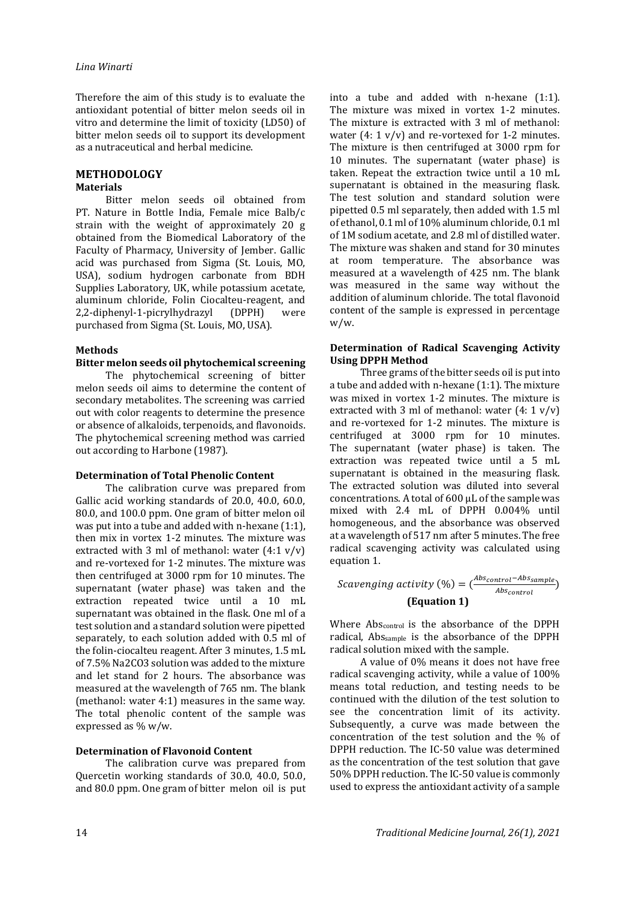Therefore the aim of this study is to evaluate the antioxidant potential of bitter melon seeds oil in vitro and determine the limit of toxicity (LD50) of bitter melon seeds oil to support its development as a nutraceutical and herbal medicine.

## METHODOLOGY

### Materials

Bitter melon seeds oil obtained from PT. Nature in Bottle India, Female mice Balb/c strain with the weight of approximately 20 g obtained from the Biomedical Laboratory of the Faculty of Pharmacy, University of Jember. Gallic acid was purchased from Sigma (St. Louis, MO, USA), sodium hydrogen carbonate from BDH Supplies Laboratory, UK, while potassium acetate, aluminum chloride, Folin Ciocalteu-reagent, and 2,2-diphenyl-1-picrylhydrazyl (DPPH) were purchased from Sigma (St. Louis, MO, USA).

### Methods

**Bitter melon seeds oil phytochemical screening**

The phytochemical screening of bitter melon seeds oil aims to determine the content of secondary metabolites. The screening was carried out with color reagents to determine the presence or absence of alkaloids, terpenoids, and flavonoids. The phytochemical screening method was carried out according to Harbone (1987).

**Determination of Total Phenolic Content**

The calibration curve was prepared from Gallic acid working standards of 20.0, 40.0, 60.0, 80.0, and 100.0 ppm. One gram of bitter melon oil was put into a tube and added with n-hexane (1:1), then mix in vortex 1-2 minutes. The mixture was extracted with 3 ml of methanol: water (4:1 v/v) and re-vortexed for 1-2 minutes. The mixture was then centrifuged at 3000 rpm for 10 minutes. The supernatant (water phase) was taken and the extraction repeated twice until a 10 mL supernatant was obtained in the flask. One ml of a test solution and a standard solution were pipetted separately, to each solution added with 0.5 ml of the folin-ciocalteu reagent. After 3 minutes, 1.5 mL of 7.5% $Na_2CO_3$ solution was added to the mixture and let stand for 2 hours. The absorbance was measured at the wavelength of 765 nm. The blank (methanol: water 4:1) measures in the same way. The total phenolic content of the sample was expressed as % w/w.

**Determination of Flavonoid Content**

The calibration curve was prepared from Quercetin working standards of 30.0, 40.0, 50.0, and 80.0 ppm. One gram of bitter melon oil is put into a tube and added with n-hexane (1:1). The mixture was mixed in vortex 1-2 minutes. The mixture is extracted with 3 ml of methanol: water (4: 1 v/v) and re-vortexed for 1-2 minutes. The mixture is then centrifuged at 3000 rpm for 10 minutes. The supernatant (water phase) is taken. Repeat the extraction twice until a 10 mL supernatant is obtained in the measuring flask. The test solution and standard solution were pipetted 0.5 ml separately, then added with 1.5 ml of ethanol, 0.1 ml of 10% aluminum chloride, 0.1 ml of 1M sodium acetate, and 2.8 ml of distilled water. The mixture was shaken and stand for 30 minutes at room temperature. The absorbance was measured at a wavelength of 425 nm. The blank was measured in the same way without the addition of aluminum chloride. The total flavonoid content of the sample is expressed in percentage w/w.

**Determination of Radical Scavenging Activity Using DPPH Method**

Three grams of the bitter seeds oil is put into a tube and added with n-hexane (1:1). The mixture was mixed in vortex 1-2 minutes. The mixture is extracted with 3 ml of methanol: water (4: 1 v/v) and re-vortexed for 1-2 minutes. The mixture is centrifuged at 3000 rpm for 10 minutes. The supernatant (water phase) is taken. The extraction was repeated twice until a 5 mL supernatant is obtained in the measuring flask. The extracted solution was diluted into several concentrations. A total of 600 µL of the sample was mixed with 2.4 mL of DPPH 0.004% until homogeneous, and the absorbance was observed at a wavelength of 517 nm after 5 minutes. The free radical scavenging activity was calculated using equation 1.

$$Scavenging\ activity\ (\%) = \left(\frac{Abs_{control} - Abs_{sample}}{Abs_{control}}\right)$$

**(Equation 1)**

Where $Abs_{control}$ is the absorbance of the DPPH radical, $Abs_{sample}$ is the absorbance of the DPPH radical solution mixed with the sample.

A value of 0% means it does not have free radical scavenging activity, while a value of 100% means total reduction, and testing needs to be continued with the dilution of the test solution to see the concentration limit of its activity. Subsequently, a curve was made between the concentration of the test solution and the % of DPPH reduction. The IC-50 value was determined as the concentration of the test solution that gave 50% DPPH reduction. The IC-50 value is commonly used to express the antioxidant activity of a sample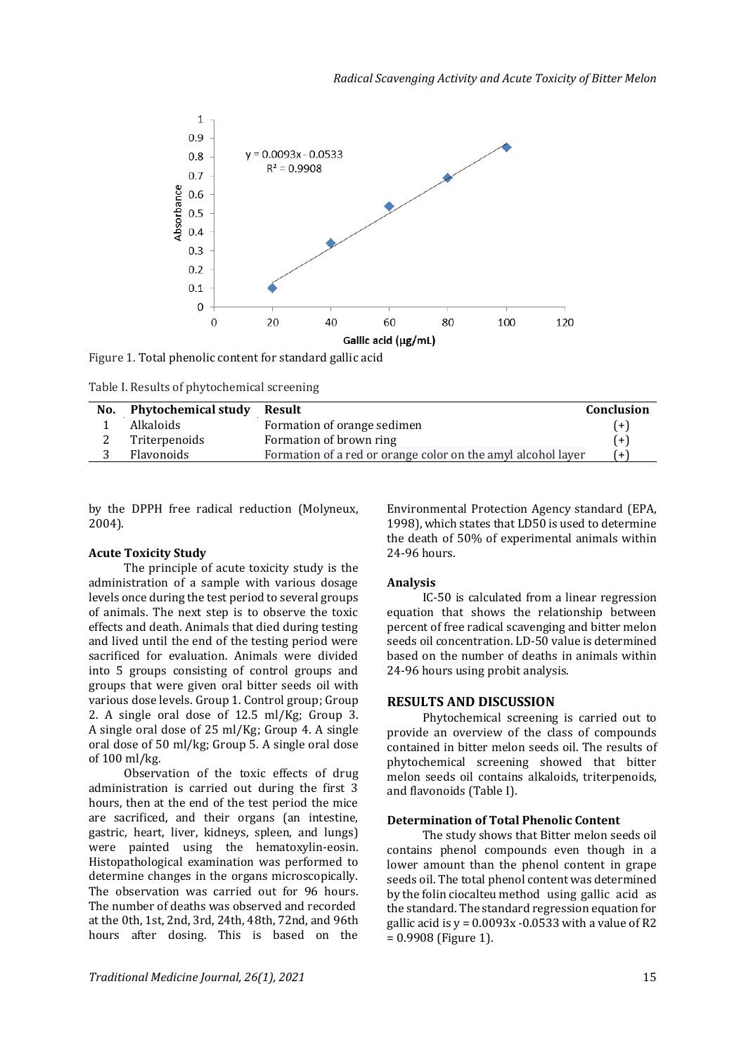Figure 1. Total phenolic content for standard gallic acid

Table I. Results of phytochemical screening

| No. | Phytochemical study | Result | Conclusion |
|---|---|---|---|
| 1 | Alkaloids | Formation of orange sedimen | (+) |
| 2 | Triterpenoids | Formation of brown ring | (+) |
| 3 | Flavonoids | Formation of a red or orange color on the amyl alcohol layer | (+) |

by the DPPH free radical reduction (Molyneux, 2004).

### Acute Toxicity Study

The principle of acute toxicity study is the administration of a sample with various dosage levels once during the test period to several groups of animals. The next step is to observe the toxic effects and death. Animals that died during testing and lived until the end of the testing period were sacrificed for evaluation. Animals were divided into 5 groups consisting of control groups and groups that were given oral bitter seeds oil with various dose levels. Group 1. Control group; Group 2. A single oral dose of 12.5 ml/Kg; Group 3. A single oral dose of 25 ml/Kg; Group 4. A single oral dose of 50 ml/kg; Group 5. A single oral dose of 100 ml/kg.

Observation of the toxic effects of drug administration is carried out during the first 3 hours, then at the end of the test period the mice are sacrificed, and their organs (an intestine, gastric, heart, liver, kidneys, spleen, and lungs) were painted using the hematoxylin-eosin. Histopathological examination was performed to determine changes in the organs microscopically. The observation was carried out for 96 hours. The number of deaths was observed and recorded at the 0th, 1st, 2nd, 3rd, 24th, 48th, 72nd, and 96th hours after dosing. This is based on the Environmental Protection Agency standard (EPA, 1998), which states that LD50 is used to determine the death of 50% of experimental animals within 24-96 hours.

### Analysis

IC-50 is calculated from a linear regression equation that shows the relationship between percent of free radical scavenging and bitter melon seeds oil concentration. LD-50 value is determined based on the number of deaths in animals within 24-96 hours using probit analysis.

## RESULTS AND DISCUSSION

Phytochemical screening is carried out to provide an overview of the class of compounds contained in bitter melon seeds oil. The results of phytochemical screening showed that bitter melon seeds oil contains alkaloids, triterpenoids, and flavonoids (Table I).

### Determination of Total Phenolic Content

The study shows that Bitter melon seeds oil contains phenol compounds even though in a lower amount than the phenol content in grape seeds oil. The total phenol content was determined by the folin ciocalteu method using gallic acid as the standard. The standard regression equation for gallic acid is $y = 0.0093x - 0.0533$ with a value of $R^2 = 0.9908$ (Figure 1).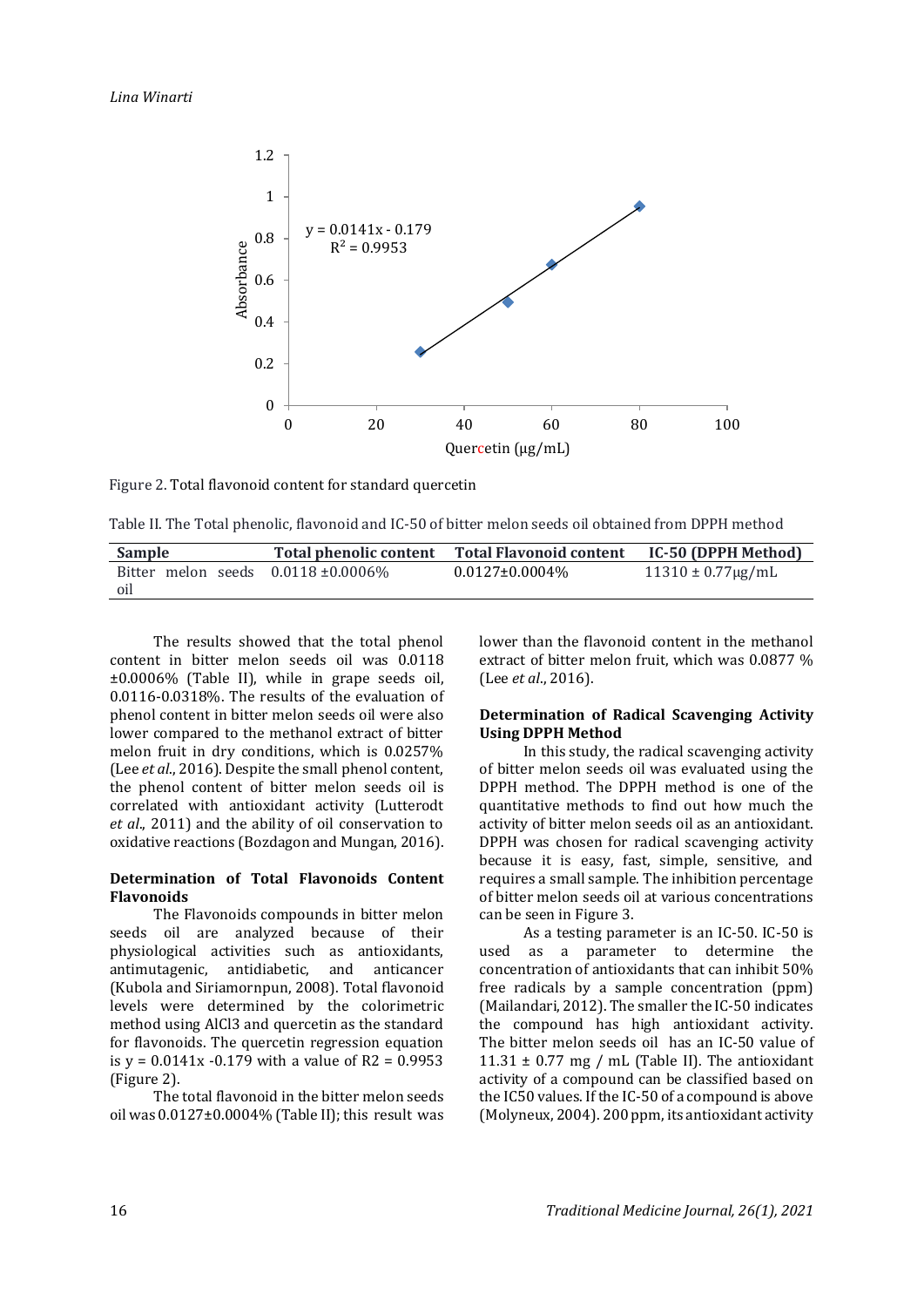Figure 2. Total flavonoid content for standard quercetin

Table II. The Total phenolic, flavonoid and IC-50 of bitter melon seeds oil obtained from DPPH method

| Sample | Total phenolic content | Total Flavonoid content | IC-50 (DPPH Method) |
|---|---|---|---|
| Bitter melon seeds oil | 0.0118 ±0.0006% | 0.0127±0.0004% | 11310 ± 0.77μg/mL |

The results showed that the total phenol content in bitter melon seeds oil was 0.0118 ±0.0006% (Table II), while in grape seeds oil, 0.0116-0.0318%. The results of the evaluation of phenol content in bitter melon seeds oil were also lower compared to the methanol extract of bitter melon fruit in dry conditions, which is 0.0257% (Lee *et al*., 2016). Despite the small phenol content, the phenol content of bitter melon seeds oil is correlated with antioxidant activity (Lutterodt *et al*., 2011) and the ability of oil conservation to oxidative reactions (Bozdagon and Mungan, 2016).

**Determination of Total Flavonoids Content Flavonoids**

The Flavonoids compounds in bitter melon seeds oil are analyzed because of their physiological activities such as antioxidants, antimutagenic, antidiabetic, and anticancer (Kubola and Siriamornpun, 2008). Total flavonoid levels were determined by the colorimetric method using AlCl3 and quercetin as the standard for flavonoids. The quercetin regression equation is $y = 0.0141x - 0.179$ with a value of $R2 = 0.9953$ (Figure 2).

The total flavonoid in the bitter melon seeds oil was 0.0127±0.0004% (Table II); this result was lower than the flavonoid content in the methanol extract of bitter melon fruit, which was 0.0877 % (Lee *et al*., 2016).

**Determination of Radical Scavenging Activity Using DPPH Method**

In this study, the radical scavenging activity of bitter melon seeds oil was evaluated using the DPPH method. The DPPH method is one of the quantitative methods to find out how much the activity of bitter melon seeds oil as an antioxidant. DPPH was chosen for radical scavenging activity because it is easy, fast, simple, sensitive, and requires a small sample. The inhibition percentage of bitter melon seeds oil at various concentrations can be seen in Figure 3.

As a testing parameter is an IC-50. IC-50 is used as a parameter to determine the concentration of antioxidants that can inhibit 50% free radicals by a sample concentration (ppm) (Mailandari, 2012). The smaller the IC-50 indicates the compound has high antioxidant activity. The bitter melon seeds oil has an IC-50 value of 11.31 ± 0.77 mg / mL (Table II). The antioxidant activity of a compound can be classified based on the IC50 values. If the IC-50 of a compound is above (Molyneux, 2004). 200 ppm, its antioxidant activity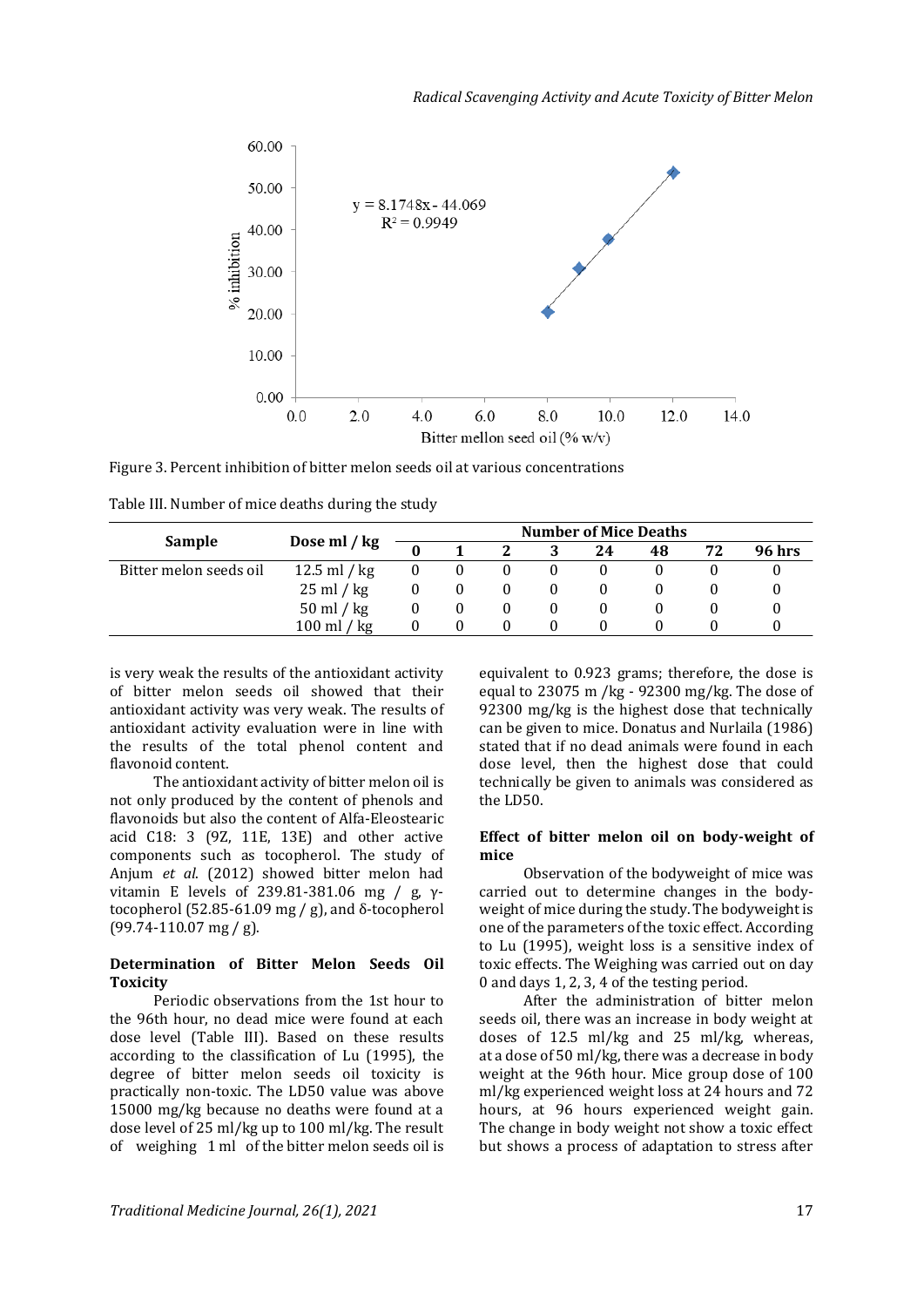Figure 3. Percent inhibition of bitter melon seeds oil at various concentrations

Table III. Number of mice deaths during the study

| Sample | Dose ml / kg | Number of Mice Deaths | | | | | | | |
|---|---|---|---|---|---|---|---|---|---|
| | | 0 | 1 | 2 | 3 | 24 | 48 | 72 | 96 hrs |
| Bitter melon seeds oil | 12.5 ml / kg | 0 | 0 | 0 | 0 | 0 | 0 | 0 | 0 |
| | 25 ml / kg | 0 | 0 | 0 | 0 | 0 | 0 | 0 | 0 |
| | 50 ml / kg | 0 | 0 | 0 | 0 | 0 | 0 | 0 | 0 |
| | 100 ml / kg | 0 | 0 | 0 | 0 | 0 | 0 | 0 | 0 |

is very weak the results of the antioxidant activity of bitter melon seeds oil showed that their antioxidant activity was very weak. The results of antioxidant activity evaluation were in line with the results of the total phenol content and flavonoid content.

The antioxidant activity of bitter melon oil is not only produced by the content of phenols and flavonoids but also the content of Alfa-Eleostearic acid C18: 3 (9Z, 11E, 13E) and other active components such as tocopherol. The study of Anjum *et al*. (2012) showed bitter melon had vitamin E levels of 239.81-381.06 mg / g, γ-tocopherol (52.85-61.09 mg / g), and δ-tocopherol (99.74-110.07 mg / g).

### Determination of Bitter Melon Seeds Oil Toxicity

Periodic observations from the 1st hour to the 96th hour, no dead mice were found at each dose level (Table III). Based on these results according to the classification of Lu (1995), the degree of bitter melon seeds oil toxicity is practically non-toxic. The LD50 value was above 15000 mg/kg because no deaths were found at a dose level of 25 ml/kg up to 100 ml/kg. The result of weighing 1 ml of the bitter melon seeds oil is equivalent to 0.923 grams; therefore, the dose is equal to 23075 m /kg - 92300 mg/kg. The dose of 92300 mg/kg is the highest dose that technically can be given to mice. Donatus and Nurlaila (1986) stated that if no dead animals were found in each dose level, then the highest dose that could technically be given to animals was considered as the LD50.

### Effect of bitter melon oil on body-weight of mice

Observation of the bodyweight of mice was carried out to determine changes in the body-weight of mice during the study. The bodyweight is one of the parameters of the toxic effect. According to Lu (1995), weight loss is a sensitive index of toxic effects. The Weighing was carried out on day 0 and days 1, 2, 3, 4 of the testing period.

After the administration of bitter melon seeds oil, there was an increase in body weight at doses of 12.5 ml/kg and 25 ml/kg, whereas, at a dose of 50 ml/kg, there was a decrease in body weight at the 96th hour. Mice group dose of 100 ml/kg experienced weight loss at 24 hours and 72 hours, at 96 hours experienced weight gain. The change in body weight not show a toxic effect but shows a process of adaptation to stress after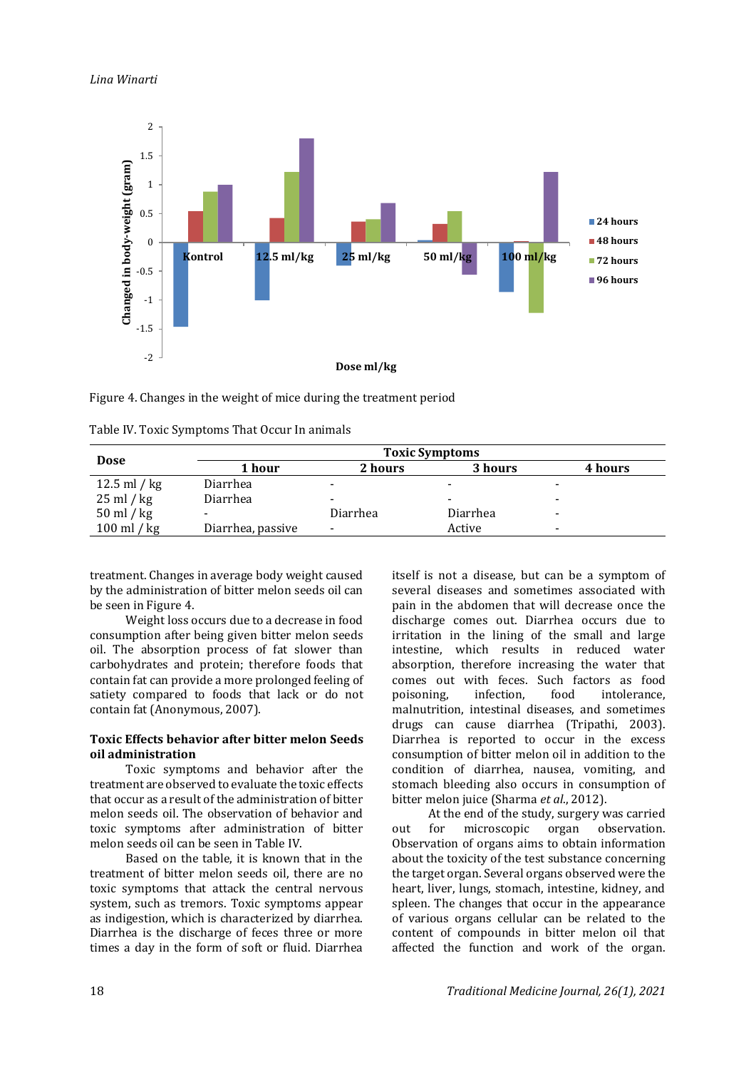Figure 4. Changes in the weight of mice during the treatment period

Table IV. Toxic Symptoms That Occur In animals

| Dose | Toxic Symptoms | | | |
|---|---|---|---|---|
| | 1 hour | 2 hours | 3 hours | 4 hours |
| 12.5 ml / kg | Diarrhea | - | - | - |
| 25 ml / kg | Diarrhea | - | - | - |
| 50 ml / kg | - | Diarrhea | Diarrhea | - |
| 100 ml / kg | Diarrhea, passive | - | Active | - |

treatment. Changes in average body weight caused by the administration of bitter melon seeds oil can be seen in Figure 4.

Weight loss occurs due to a decrease in food consumption after being given bitter melon seeds oil. The absorption process of fat slower than carbohydrates and protein; therefore foods that contain fat can provide a more prolonged feeling of satiety compared to foods that lack or do not contain fat (Anonymous, 2007).

## Toxic Effects behavior after bitter melon Seeds oil administration

Toxic symptoms and behavior after the treatment are observed to observe the toxic effects that occur as a result of the administration of bitter melon seeds oil. The observation of behavior and toxic symptoms after administration of bitter melon seeds oil can be seen in Table IV.

Based on the table, it is known that in the treatment of bitter melon seeds oil, there are no toxic symptoms that attack the central nervous system, such as tremors. Toxic symptoms appear as indigestion, which is characterized by diarrhea. Diarrhea is the discharge of feces three or more times a day in the form of soft or fluid. Diarrhea itself is not a disease, but can be a symptom of several diseases and sometimes associated with pain in the abdomen that will decrease once the discharge comes out. Diarrhea occurs due to irritation in the lining of the small and large intestine, which results in reduced water absorption, therefore increasing the water that comes out with feces. Such factors as food poisoning, infection, food intolerance, malnutrition, intestinal diseases, and sometimes drugs can cause diarrhea (Tripathi, 2003). Diarrhea is reported to occur in the excess consumption of bitter melon oil in addition to the condition of diarrhea, nausea, vomiting, and stomach bleeding also occurs in consumption of bitter melon juice (Sharma *et al.*, 2012).

At the end of the study, surgery was carried out for microscopic organ observation. Observation of organs aims to obtain information about the toxicity of the test substance concerning the target organ. Several organs observed were the heart, liver, lungs, stomach, intestine, kidney, and spleen. The changes that occur in the appearance of various organs cellular can be related to the content of compounds in bitter melon oil that affected the function and work of the organ.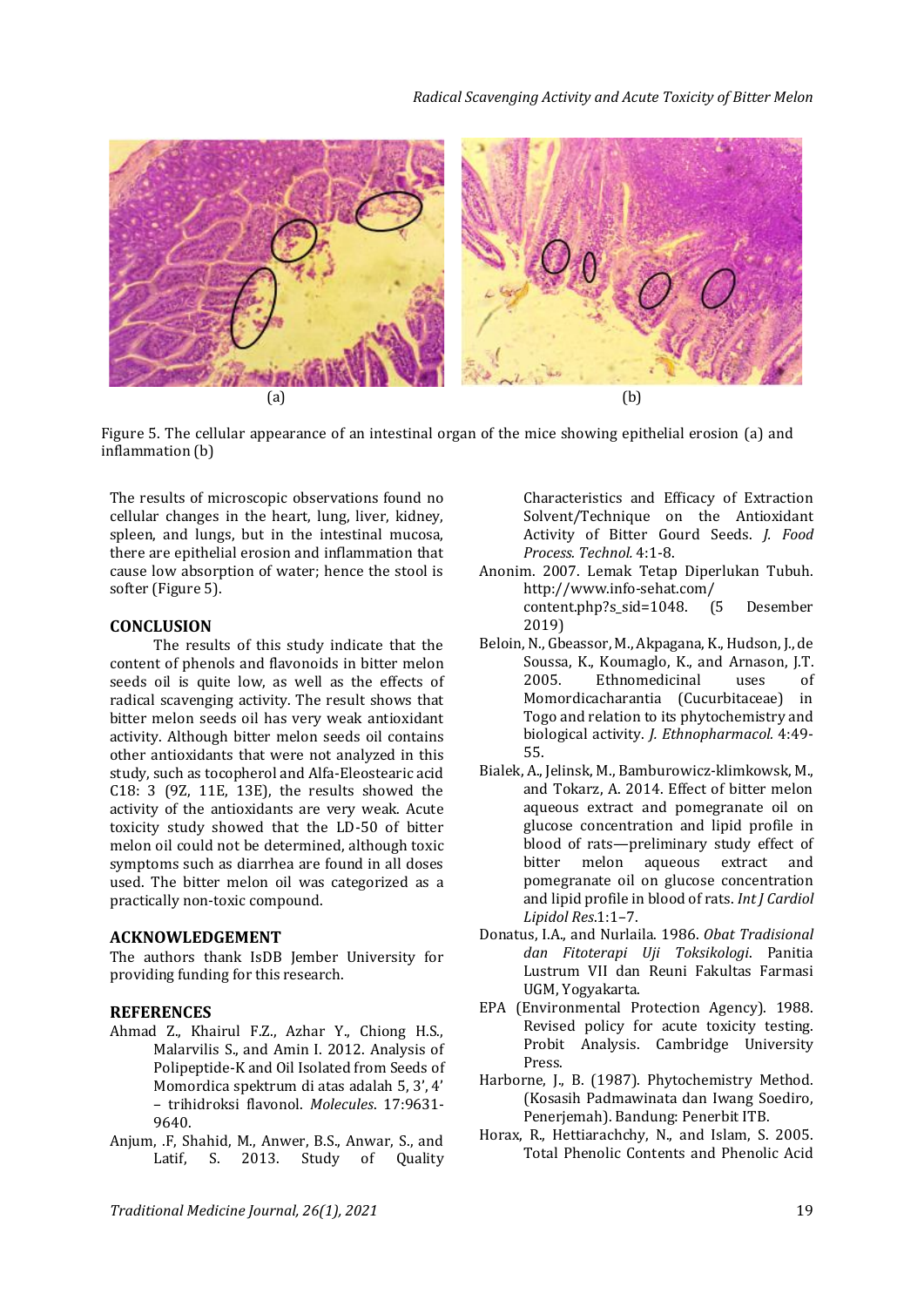(a) (b)

Figure 5. The cellular appearance of an intestinal organ of the mice showing epithelial erosion (a) and inflammation (b)

The results of microscopic observations found no cellular changes in the heart, lung, liver, kidney, spleen, and lungs, but in the intestinal mucosa, there are epithelial erosion and inflammation that cause low absorption of water; hence the stool is softer (Figure 5).

## CONCLUSION

The results of this study indicate that the content of phenols and flavonoids in bitter melon seeds oil is quite low, as well as the effects of radical scavenging activity. The result shows that bitter melon seeds oil has very weak antioxidant activity. Although bitter melon seeds oil contains other antioxidants that were not analyzed in this study, such as tocopherol and Alfa-Eleostearic acid C18: 3 (9Z, 11E, 13E), the results showed the activity of the antioxidants are very weak. Acute toxicity study showed that the LD-50 of bitter melon oil could not be determined, although toxic symptoms such as diarrhea are found in all doses used. The bitter melon oil was categorized as a practically non-toxic compound.

## ACKNOWLEDGEMENT

The authors thank IsDB Jember University for providing funding for this research.

## REFERENCES

Ahmad Z., Khairul F.Z., Azhar Y., Chiong H.S., Malarvilis S., and Amin I. 2012. Analysis of Polipeptide-K and Oil Isolated from Seeds of Momordica spektrum di atas adalah 5, 3', 4' – trihidroksi flavonol. *Molecules*. 17:9631-9640.

Anjum, .F, Shahid, M., Anwer, B.S., Anwar, S., and Latif, S. 2013. Study of Quality Characteristics and Efficacy of Extraction Solvent/Technique on the Antioxidant Activity of Bitter Gourd Seeds. *J. Food Process. Technol.* 4:1-8.

Anonim. 2007. Lemak Tetap Diperlukan Tubuh. http://www.info-sehat.com/content.php?s_sid=1048. (5 Desember 2019)

Beloin, N., Gbeassor, M., Akpagana, K., Hudson, J., de Soussa, K., Koumaglo, K., and Arnason, J.T. 2005. Ethnomedicinal uses of Momordicacharantia (Cucurbitaceae) in Togo and relation to its phytochemistry and biological activity. *J. Ethnopharmacol.* 4:49-55.

Bialek, A., Jelinsk, M., Bamburowicz-klimkowsk, M., and Tokarz, A. 2014. Effect of bitter melon aqueous extract and pomegranate oil on glucose concentration and lipid profile in blood of rats—preliminary study effect of bitter melon aqueous extract and pomegranate oil on glucose concentration and lipid profile in blood of rats. *Int J Cardiol Lipidol Res*.1:1–7.

Donatus, I.A., and Nurlaila. 1986. *Obat Tradisional dan Fitoterapi Uji Toksikologi*. Panitia Lustrum VII dan Reuni Fakultas Farmasi UGM, Yogyakarta.

EPA (Environmental Protection Agency). 1988. Revised policy for acute toxicity testing. Probit Analysis. Cambridge University Press.

Harborne, J., B. (1987). Phytochemistry Method. (Kosasih Padmawinata dan Iwang Soediro, Penerjemah). Bandung: Penerbit ITB.

Horax, R., Hettiarachchy, N., and Islam, S. 2005. Total Phenolic Contents and Phenolic Acid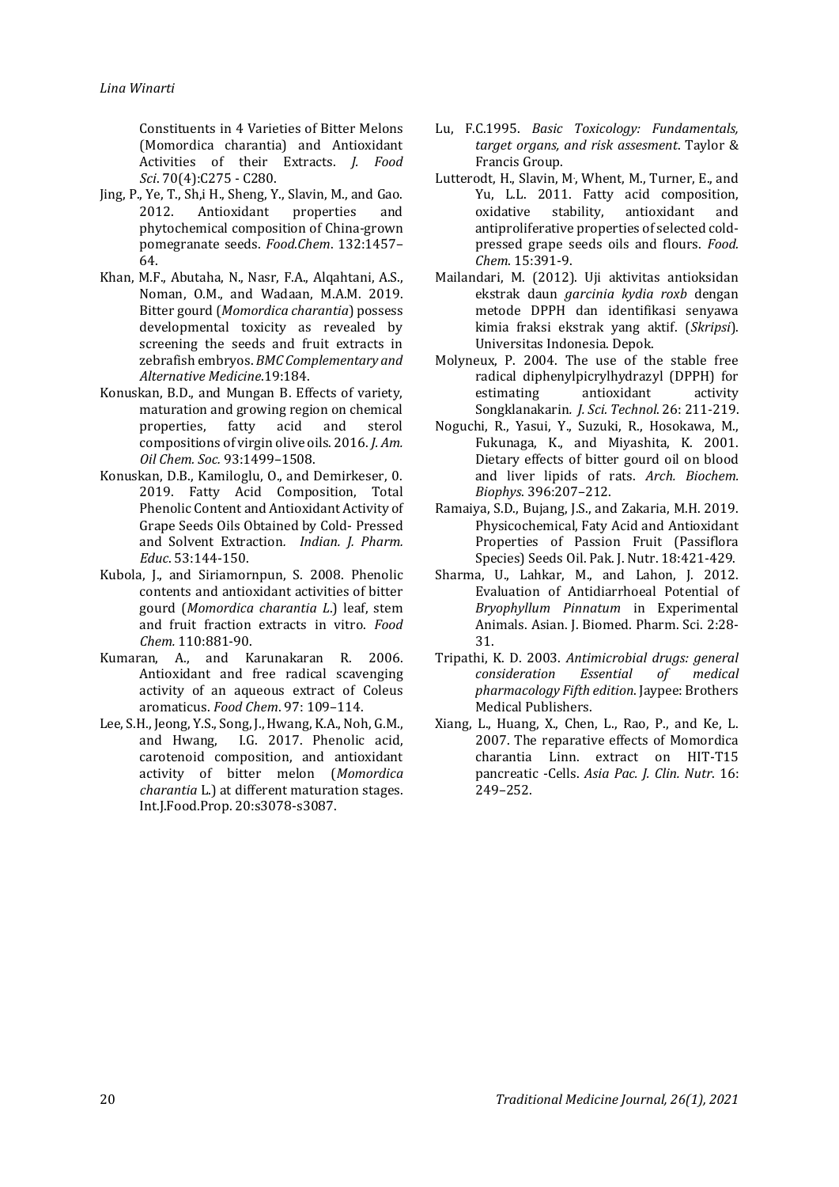Constituents in 4 Varieties of Bitter Melons (Momordica charantia) and Antioxidant Activities of their Extracts. *J. Food Sci*. 70(4):C275 - C280.

Jing, P., Ye, T., Sh,i H., Sheng, Y., Slavin, M., and Gao. 2012. Antioxidant properties and phytochemical composition of China-grown pomegranate seeds. *Food.Chem*. 132:1457–64.

Khan, M.F., Abutaha, N., Nasr, F.A., Alqahtani, A.S., Noman, O.M., and Wadaan, M.A.M. 2019. Bitter gourd (*Momordica charantia*) possess developmental toxicity as revealed by screening the seeds and fruit extracts in zebrafish embryos. *BMC Complementary and Alternative Medicine*.19:184.

Konuskan, B.D., and Mungan B. Effects of variety, maturation and growing region on chemical properties, fatty acid and sterol compositions of virgin olive oils. 2016. *J. Am. Oil Chem. Soc.* 93:1499–1508.

Konuskan, D.B., Kamiloglu, O., and Demirkeser, 0. 2019. Fatty Acid Composition, Total Phenolic Content and Antioxidant Activity of Grape Seeds Oils Obtained by Cold- Pressed and Solvent Extraction. *Indian. J. Pharm. Educ*. 53:144-150.

Kubola, J., and Siriamornpun, S. 2008. Phenolic contents and antioxidant activities of bitter gourd (*Momordica charantia L*.) leaf, stem and fruit fraction extracts in vitro. *Food Chem.* 110:881-90.

Kumaran, A., and Karunakaran R. 2006. Antioxidant and free radical scavenging activity of an aqueous extract of Coleus aromaticus. *Food Chem*. 97: 109–114.

Lee, S.H., Jeong, Y.S., Song, J., Hwang, K.A., Noh, G.M., and Hwang, I.G. 2017. Phenolic acid, carotenoid composition, and antioxidant activity of bitter melon (*Momordica charantia* L.) at different maturation stages. Int.J.Food.Prop. 20:s3078-s3087.

Lu, F.C.1995. *Basic Toxicology: Fundamentals, target organs, and risk assesment*. Taylor & Francis Group.

Lutterodt, H., Slavin, M., Whent, M., Turner, E., and Yu, L.L. 2011. Fatty acid composition, oxidative stability, antioxidant and antiproliferative properties of selected cold-pressed grape seeds oils and flours. *Food. Chem*. 15:391-9.

Mailandari, M. (2012). Uji aktivitas antioksidan ekstrak daun *garcinia kydia roxb* dengan metode DPPH dan identifikasi senyawa kimia fraksi ekstrak yang aktif. (*Skripsi*). Universitas Indonesia. Depok.

Molyneux, P. 2004. The use of the stable free radical diphenylpicrylhydrazyl (DPPH) for estimating antioxidant activity Songklanakarin. *J. Sci. Technol*. 26: 211-219.

Noguchi, R., Yasui, Y., Suzuki, R., Hosokawa, M., Fukunaga, K., and Miyashita, K. 2001. Dietary effects of bitter gourd oil on blood and liver lipids of rats. *Arch. Biochem. Biophys*. 396:207–212.

Ramaiya, S.D., Bujang, J.S., and Zakaria, M.H. 2019. Physicochemical, Faty Acid and Antioxidant Properties of Passion Fruit (Passiflora Species) Seeds Oil. Pak. J. Nutr. 18:421-429.

Sharma, U., Lahkar, M., and Lahon, J. 2012. Evaluation of Antidiarrhoeal Potential of *Bryophyllum Pinnatum* in Experimental Animals. Asian. J. Biomed. Pharm. Sci. 2:28-31.

Tripathi, K. D. 2003. *Antimicrobial drugs: general consideration Essential of medical pharmacology Fifth edition*. Jaypee: Brothers Medical Publishers.

Xiang, L., Huang, X., Chen, L., Rao, P., and Ke, L. 2007. The reparative effects of Momordica charantia Linn. extract on HIT-T15 pancreatic -Cells. *Asia Pac. J. Clin. Nutr*. 16: 249–252.